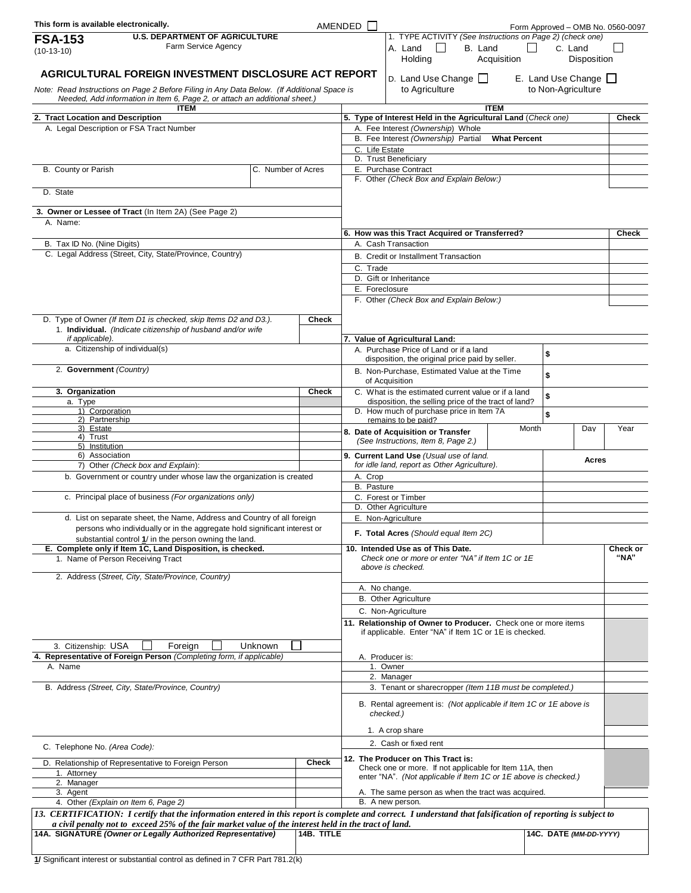This form is available electronically.

AMENDED ☐

Form Approved – OMB No. 0560-0097

**FSA-153**
(10-13-10)

**U.S. DEPARTMENT OF AGRICULTURE**
Farm Service Agency

# AGRICULTURAL FOREIGN INVESTMENT DISCLOSURE ACT REPORT

*Note: Read Instructions on Page 2 Before Filing in Any Data Below. (If Additional Space is Needed, Add information in Item 6, Page 2, or attach an additional sheet.)*

**1. TYPE ACTIVITY** *(See Instructions on Page 2) (check one)*

- A. Land Holding ☐
- B. Land Acquisition ☐
- C. Land Disposition ☐
- D. Land Use Change to Agriculture ☐
- E. Land Use Change to Non-Agriculture ☐

## ITEM

**2. Tract Location and Description**

A. Legal Description or FSA Tract Number

B. County or Parish

C. Number of Acres

D. State

**3. Owner or Lessee of Tract** (In Item 2A) (See Page 2)

A. Name:

B. Tax ID No. (Nine Digits)

C. Legal Address (Street, City, State/Province, Country)

| D. Type of Owner *(If Item D1 is checked, skip Items D2 and D3.).* | Check |
|---|---|
| 1. **Individual.** *(Indicate citizenship of husband and/or wife if applicable).* | |
| a. Citizenship of individual(s) | |
| 2. **Government** *(Country)* | |
| 3. **Organization** | Check |
| a. Type | |
| 1) Corporation | |
| 2) Partnership | |
| 3) Estate | |
| 4) Trust | |
| 5) Institution | |
| 6) Association | |
| 7) Other *(Check box and Explain)*: | |

b. Government or country under whose law the organization is created

c. Principal place of business *(For organizations only)*

d. List on separate sheet, the Name, Address and Country of all foreign persons who individually or in the aggregate hold significant interest or substantial control 1/ in the person owning the land.

**E. Complete only if Item 1C, Land Disposition, is checked.**

1. Name of Person Receiving Tract

2. Address (*Street, City, State/Province, Country*)

3. Citizenship: USA ☐ Foreign ☐ Unknown ☐

**4. Representative of Foreign Person** *(Completing form, if applicable)*

A. Name

B. Address *(Street, City, State/Province, Country)*

C. Telephone No. *(Area Code)*:

| D. Relationship of Representative to Foreign Person | Check |
|---|---|
| 1. Attorney | |
| 2. Manager | |
| 3. Agent | |
| 4. Other *(Explain on Item 6, Page 2)* | |

## ITEM

| 5. Type of Interest Held in the Agricultural Land *(Check one)* | Check |
|---|---|
| A. Fee Interest *(Ownership)* Whole | |
| B. Fee Interest *(Ownership)* Partial **What Percent** | |
| C. Life Estate | |
| D. Trust Beneficiary | |
| E. Purchase Contract | |
| F. Other *(Check Box and Explain Below:)* | |

| 6. How was this Tract Acquired or Transferred? | Check |
|---|---|
| A. Cash Transaction | |
| B. Credit or Installment Transaction | |
| C. Trade | |
| D. Gift or Inheritance | |
| E. Foreclosure | |
| F. Other *(Check Box and Explain Below:)* | |

| 7. Value of Agricultural Land: | |
|---|---|
| A. Purchase Price of Land or if a land disposition, the original price paid by seller. | $ |
| B. Non-Purchase, Estimated Value at the Time of Acquisition | $ |
| C. What is the estimated current value or if a land disposition, the selling price of the tract of land? | $ |
| D. How much of purchase price in Item 7A remains to be paid? | $ |

| 8. Date of Acquisition or Transfer *(See Instructions, Item 8, Page 2.)* | Month | Day | Year |
|---|---|---|---|
| | | | |

| 9. Current Land Use *(Usual use of land. for idle land, report as Other Agriculture).* | Acres |
|---|---|
| A. Crop | |
| B. Pasture | |
| C. Forest or Timber | |
| D. Other Agriculture | |
| E. Non-Agriculture | |
| F. Total Acres *(Should equal Item 2C)* | |

| 10. Intended Use as of This Date. *Check one or more or enter "NA" if Item 1C or 1E above is checked.* | Check or "NA" |
|---|---|
| A. No change. | |
| B. Other Agriculture | |
| C. Non-Agriculture | |

| 11. Relationship of Owner to Producer. Check one or more items if applicable. Enter "NA" if Item 1C or 1E is checked. | |
|---|---|
| A. Producer is: | |
| 1. Owner | |
| 2. Manager | |
| 3. Tenant or sharecropper *(Item 11B must be completed.)* | |
| B. Rental agreement is: *(Not applicable if Item 1C or 1E above is checked.)* | |
| 1. A crop share | |
| 2. Cash or fixed rent | |

| 12. The Producer on This Tract is: Check one or more. If not applicable for Item 11A, then enter "NA". *(Not applicable if Item 1C or 1E above is checked.)* | |
|---|---|
| A. The same person as when the tract was acquired. | |
| B. A new person. | |

***13. CERTIFICATION: I certify that the information entered in this report is complete and correct. I understand that falsification of reporting is subject to a civil penalty not to exceed 25% of the fair market value of the interest held in the tract of land.***

| 14A. SIGNATURE *(Owner or Legally Authorized Representative)* | 14B. TITLE | 14C. DATE *(MM-DD-YYYY)* |
|---|---|---|
| | | |

1/ Significant interest or substantial control as defined in 7 CFR Part 781.2(k)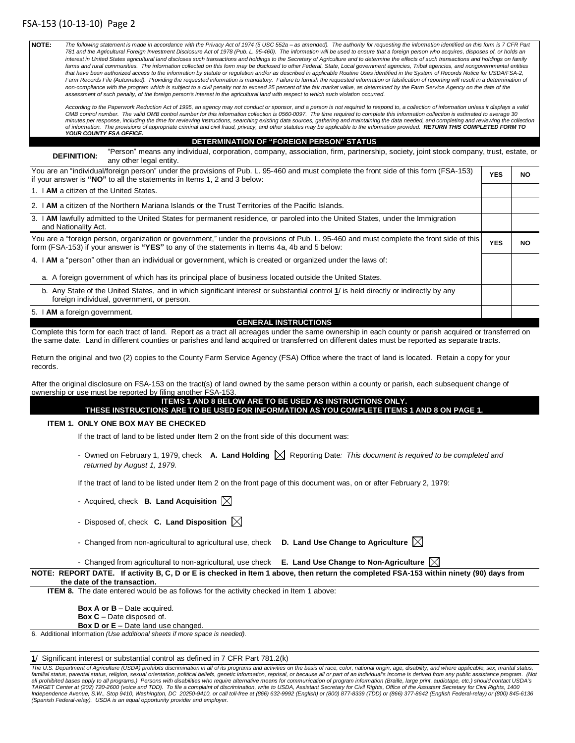**NOTE:** *The following statement is made in accordance with the Privacy Act of 1974 (5 USC 552a – as amended). The authority for requesting the information identified on this form is 7 CFR Part 781 and the Agricultural Foreign Investment Disclosure Act of 1978 (Pub. L. 95-460). The information will be used to ensure that a foreign person who acquires, disposes of, or holds an interest in United States agricultural land discloses such transactions and holdings to the Secretary of Agriculture and to determine the effects of such transactions and holdings on family farms and rural communities. The information collected on this form may be disclosed to other Federal, State, Local government agencies, Tribal agencies, and nongovernmental entities that have been authorized access to the information by statute or regulation and/or as described in applicable Routine Uses identified in the System of Records Notice for USDA/FSA-2, Farm Records File (Automated). Providing the requested information is mandatory. Failure to furnish the requested information or falsification of reporting will result in a determination of non-compliance with the program which is subject to a civil penalty not to exceed 25 percent of the fair market value, as determined by the Farm Service Agency on the date of the assessment of such penalty, of the foreign person's interest in the agricultural land with respect to which such violation occurred.*

*According to the Paperwork Reduction Act of 1995, an agency may not conduct or sponsor, and a person is not required to respond to, a collection of information unless it displays a valid OMB control number. The valid OMB control number for this information collection is 0560-0097. The time required to complete this information collection is estimated to average 30 minutes per response, including the time for reviewing instructions, searching existing data sources, gathering and maintaining the data needed, and completing and reviewing the collection of information. The provisions of appropriate criminal and civil fraud, privacy, and other statutes may be applicable to the information provided.* ***RETURN THIS COMPLETED FORM TO YOUR COUNTY FSA OFFICE.***

## DETERMINATION OF "FOREIGN PERSON" STATUS

**DEFINITION:** "Person" means any individual, corporation, company, association, firm, partnership, society, joint stock company, trust, estate, or any other legal entity.

| You are an "individual/foreign person" under the provisions of Pub. L. 95-460 and must complete the front side of this form (FSA-153) if your answer is **"NO"** to all the statements in Items 1, 2 and 3 below: | YES | NO |
|---|---|---|
| 1. I **AM** a citizen of the United States. | | |
| 2. I **AM** a citizen of the Northern Mariana Islands or the Trust Territories of the Pacific Islands. | | |
| 3. I **AM** lawfully admitted to the United States for permanent residence, or paroled into the United States, under the Immigration and Nationality Act. | | |

| You are a "foreign person, organization or government," under the provisions of Pub. L. 95-460 and must complete the front side of this form (FSA-153) if your answer is **"YES"** to any of the statements in Items 4a, 4b and 5 below: | YES | NO |
|---|---|---|
| 4. I **AM** a "person" other than an individual or government, which is created or organized under the laws of: | | |
| a. A foreign government of which has its principal place of business located outside the United States. | | |
| b. Any State of the United States, and in which significant interest or substantial control 1/ is held directly or indirectly by any foreign individual, government, or person. | | |
| 5. I **AM** a foreign government. | | |

## GENERAL INSTRUCTIONS

Complete this form for each tract of land. Report as a tract all acreages under the same ownership in each county or parish acquired or transferred on the same date. Land in different counties or parishes and land acquired or transferred on different dates must be reported as separate tracts.

Return the original and two (2) copies to the County Farm Service Agency (FSA) Office where the tract of land is located. Retain a copy for your records.

After the original disclosure on FSA-153 on the tract(s) of land owned by the same person within a county or parish, each subsequent change of ownership or use must be reported by filing another FSA-153.

**ITEMS 1 AND 8 BELOW ARE TO BE USED AS INSTRUCTIONS ONLY.**
**THESE INSTRUCTIONS ARE TO BE USED FOR INFORMATION AS YOU COMPLETE ITEMS 1 AND 8 ON PAGE 1.**

**ITEM 1. ONLY ONE BOX MAY BE CHECKED**

If the tract of land to be listed under Item 2 on the front side of this document was:

- Owned on February 1, 1979, check **A. Land Holding** ☒ Reporting Date*: This document is required to be completed and returned by August 1, 1979.*

If the tract of land to be listed under Item 2 on the front page of this document was, on or after February 2, 1979:

- Acquired, check **B. Land Acquisition** ☒
- Disposed of, check **C. Land Disposition** ☒
- Changed from non-agricultural to agricultural use, check **D. Land Use Change to Agriculture** ☒
- Changed from agricultural to non-agricultural, use check **E. Land Use Change to Non-Agriculture** ☒

**NOTE: REPORT DATE. If activity B, C, D or E is checked in Item 1 above, then return the completed FSA-153 within ninety (90) days from the date of the transaction.**

**ITEM 8.** The date entered would be as follows for the activity checked in Item 1 above:

**Box A or B** – Date acquired.
**Box C** – Date disposed of.
**Box D or E** – Date land use changed.

6. Additional Information *(Use additional sheets if more space is needed).*

1/ Significant interest or substantial control as defined in 7 CFR Part 781.2(k)

*The U.S. Department of Agriculture (USDA) prohibits discrimination in all of its programs and activities on the basis of race, color, national origin, age, disability, and where applicable, sex, marital status, familial status, parental status, religion, sexual orientation, political beliefs, genetic information, reprisal, or because all or part of an individual's income is derived from any public assistance program. (Not all prohibited bases apply to all programs.) Persons with disabilities who require alternative means for communication of program information (Braille, large print, audiotape, etc.) should contact USDA's TARGET Center at (202) 720-2600 (voice and TDD). To file a complaint of discrimination, write to USDA, Assistant Secretary for Civil Rights, Office of the Assistant Secretary for Civil Rights, 1400 Independence Avenue, S.W., Stop 9410, Washington, DC 20250-9410, or call toll-free at (866) 632-9992 (English) or (800) 877-8339 (TDD) or (866) 377-8642 (English Federal-relay) or (800) 845-6136 (Spanish Federal-relay). USDA is an equal opportunity provider and employer.*